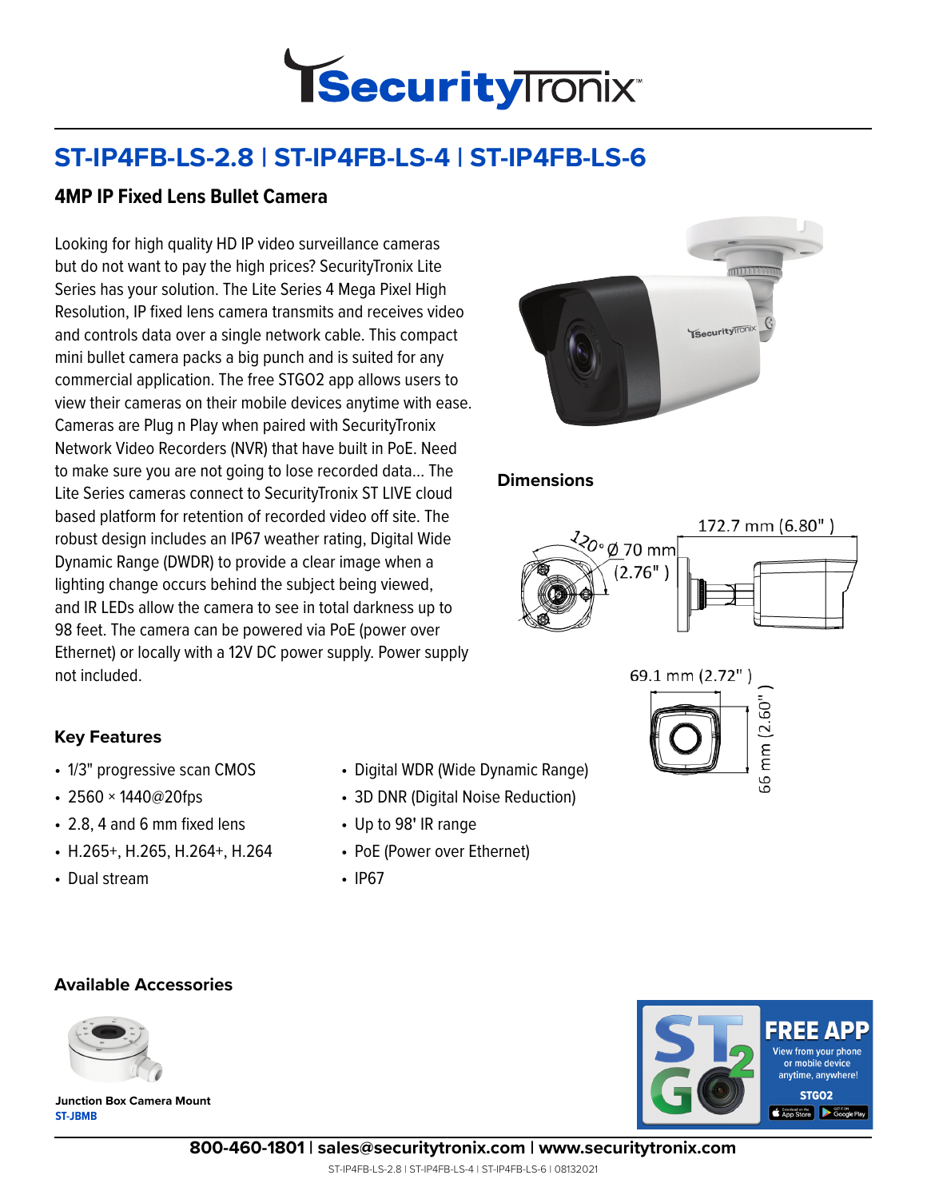# ST-IP4FB-LS-2.8 | ST-IP4FB-LS-4 | ST-IP4FB-LS-6

## 4MP IP Fixed Lens Bullet Camera

Looking for high quality HD IP video surveillance cameras but do not want to pay the high prices? SecurityTronix Lite Series has your solution. The Lite Series 4 Mega Pixel High Resolution, IP fixed lens camera transmits and receives video and controls data over a single network cable. This compact mini bullet camera packs a big punch and is suited for any commercial application. The free STGO2 app allows users to view their cameras on their mobile devices anytime with ease. Cameras are Plug n Play when paired with SecurityTronix Network Video Recorders (NVR) that have built in PoE. Need to make sure you are not going to lose recorded data... The Lite Series cameras connect to SecurityTronix ST LIVE cloud based platform for retention of recorded video off site. The robust design includes an IP67 weather rating, Digital Wide Dynamic Range (DWDR) to provide a clear image when a lighting change occurs behind the subject being viewed, and IR LEDs allow the camera to see in total darkness up to 98 feet. The camera can be powered via PoE (power over Ethernet) or locally with a 12V DC power supply. Power supply not included.

### Dimensions

120° Ø 70 mm (2.76")

172.7 mm (6.80")

69.1 mm (2.72")

66 mm (2.60")

### Key Features

- 1/3" progressive scan CMOS
- 2560 × 1440@20fps
- 2.8, 4 and 6 mm fixed lens
- H.265+, H.265, H.264+, H.264
- Dual stream
- Digital WDR (Wide Dynamic Range)
- 3D DNR (Digital Noise Reduction)
- Up to 98' IR range
- PoE (Power over Ethernet)
- IP67

### Available Accessories

**Junction Box Camera Mount**
ST-JBMB

**FREE APP**
View from your phone or mobile device anytime, anywhere!
STGO2

**800-460-1801 | sales@securitytronix.com | www.securitytronix.com**

ST-IP4FB-LS-2.8 | ST-IP4FB-LS-4 | ST-IP4FB-LS-6 | 08132021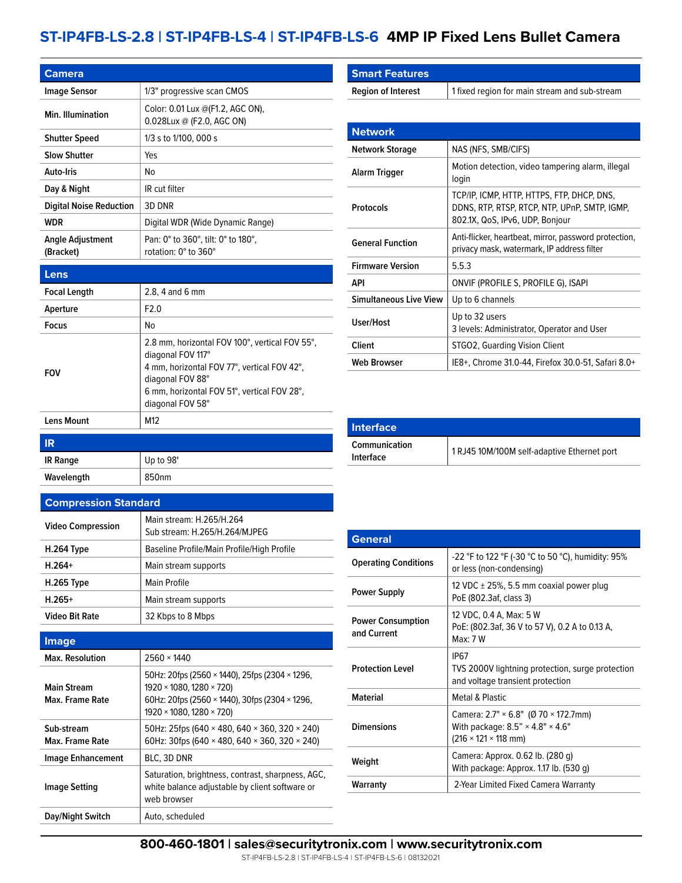# ST-IP4FB-LS-2.8 | ST-IP4FB-LS-4 | ST-IP4FB-LS-6 4MP IP Fixed Lens Bullet Camera

## Camera

| | |
|---|---|
| Image Sensor | 1/3" progressive scan CMOS |
| Min. Illumination | Color: 0.01 Lux @(F1.2, AGC ON), 0.028Lux @ (F2.0, AGC ON) |
| Shutter Speed | 1/3 s to 1/100, 000 s |
| Slow Shutter | Yes |
| Auto-Iris | No |
| Day & Night | IR cut filter |
| Digital Noise Reduction | 3D DNR |
| WDR | Digital WDR (Wide Dynamic Range) |
| Angle Adjustment (Bracket) | Pan: 0° to 360°, tilt: 0° to 180°, rotation: 0° to 360° |

## Lens

| | |
|---|---|
| Focal Length | 2.8, 4 and 6 mm |
| Aperture | F2.0 |
| Focus | No |
| FOV | 2.8 mm, horizontal FOV 100°, vertical FOV 55°, diagonal FOV 117°<br>4 mm, horizontal FOV 77°, vertical FOV 42°, diagonal FOV 88°<br>6 mm, horizontal FOV 51°, vertical FOV 28°, diagonal FOV 58° |
| Lens Mount | M12 |

## IR

| | |
|---|---|
| IR Range | Up to 98' |
| Wavelength | 850nm |

## Compression Standard

| | |
|---|---|
| Video Compression | Main stream: H.265/H.264<br>Sub stream: H.265/H.264/MJPEG |
| H.264 Type | Baseline Profile/Main Profile/High Profile |
| H.264+ | Main stream supports |
| H.265 Type | Main Profile |
| H.265+ | Main stream supports |
| Video Bit Rate | 32 Kbps to 8 Mbps |

## Image

| | |
|---|---|
| Max. Resolution | 2560 × 1440 |
| Main Stream Max. Frame Rate | 50Hz: 20fps (2560 × 1440), 25fps (2304 × 1296, 1920 × 1080, 1280 × 720)<br>60Hz: 20fps (2560 × 1440), 30fps (2304 × 1296, 1920 × 1080, 1280 × 720) |
| Sub-stream Max. Frame Rate | 50Hz: 25fps (640 × 480, 640 × 360, 320 × 240)<br>60Hz: 30fps (640 × 480, 640 × 360, 320 × 240) |
| Image Enhancement | BLC, 3D DNR |
| Image Setting | Saturation, brightness, contrast, sharpness, AGC, white balance adjustable by client software or web browser |
| Day/Night Switch | Auto, scheduled |

## Smart Features

| | |
|---|---|
| Region of Interest | 1 fixed region for main stream and sub-stream |

## Network

| | |
|---|---|
| Network Storage | NAS (NFS, SMB/CIFS) |
| Alarm Trigger | Motion detection, video tampering alarm, illegal login |
| Protocols | TCP/IP, ICMP, HTTP, HTTPS, FTP, DHCP, DNS, DDNS, RTP, RTSP, RTCP, NTP, UPnP, SMTP, IGMP, 802.1X, QoS, IPv6, UDP, Bonjour |
| General Function | Anti-flicker, heartbeat, mirror, password protection, privacy mask, watermark, IP address filter |
| Firmware Version | 5.5.3 |
| API | ONVIF (PROFILE S, PROFILE G), ISAPI |
| Simultaneous Live View | Up to 6 channels |
| User/Host | Up to 32 users<br>3 levels: Administrator, Operator and User |
| Client | STGO2, Guarding Vision Client |
| Web Browser | IE8+, Chrome 31.0-44, Firefox 30.0-51, Safari 8.0+ |

## Interface

| | |
|---|---|
| Communication Interface | 1 RJ45 10M/100M self-adaptive Ethernet port |

## General

| | |
|---|---|
| Operating Conditions | -22 °F to 122 °F (-30 °C to 50 °C), humidity: 95% or less (non-condensing) |
| Power Supply | 12 VDC ± 25%, 5.5 mm coaxial power plug<br>PoE (802.3af, class 3) |
| Power Consumption and Current | 12 VDC, 0.4 A, Max: 5 W<br>PoE: (802.3af, 36 V to 57 V), 0.2 A to 0.13 A, Max: 7 W |
| Protection Level | IP67<br>TVS 2000V lightning protection, surge protection and voltage transient protection |
| Material | Metal & Plastic |
| Dimensions | Camera: 2.7" × 6.8" (Ø 70 × 172.7mm)<br>With package: 8.5" × 4.8" × 4.6" (216 × 121 × 118 mm) |
| Weight | Camera: Approx. 0.62 lb. (280 g)<br>With package: Approx. 1.17 lb. (530 g) |
| Warranty | 2-Year Limited Fixed Camera Warranty |

**800-460-1801 | sales@securitytronix.com | www.securitytronix.com**

ST-IP4FB-LS-2.8 | ST-IP4FB-LS-4 | ST-IP4FB-LS-6 | 08132021